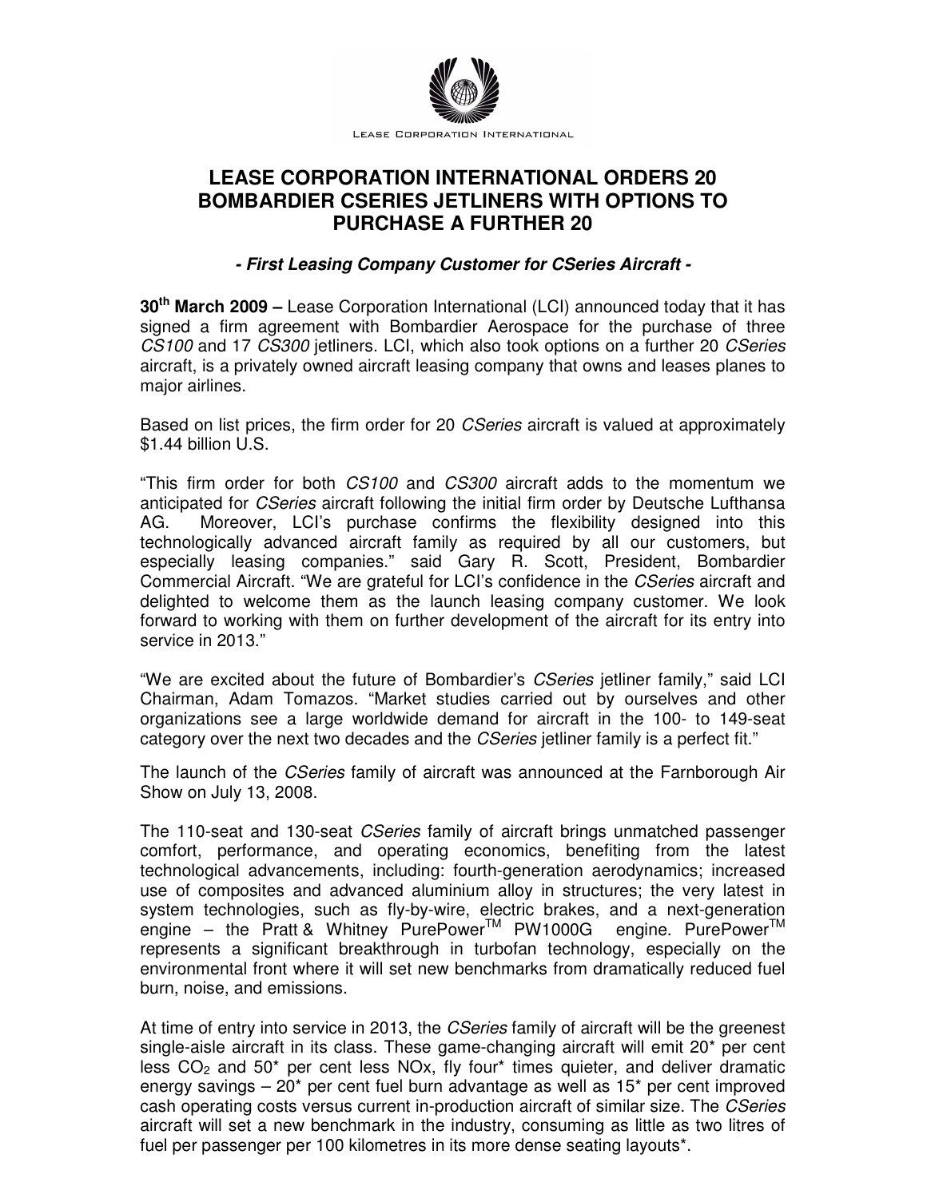LEASE CORPORATION INTERNATIONAL

# LEASE CORPORATION INTERNATIONAL ORDERS 20 BOMBARDIER CSERIES JETLINERS WITH OPTIONS TO PURCHASE A FURTHER 20

***- First Leasing Company Customer for CSeries Aircraft -***

**30th March 2009 –** Lease Corporation International (LCI) announced today that it has signed a firm agreement with Bombardier Aerospace for the purchase of three *CS100* and 17 *CS300* jetliners. LCI, which also took options on a further 20 *CSeries* aircraft, is a privately owned aircraft leasing company that owns and leases planes to major airlines.

Based on list prices, the firm order for 20 *CSeries* aircraft is valued at approximately $1.44 billion U.S.

"This firm order for both *CS100* and *CS300* aircraft adds to the momentum we anticipated for *CSeries* aircraft following the initial firm order by Deutsche Lufthansa AG. Moreover, LCI's purchase confirms the flexibility designed into this technologically advanced aircraft family as required by all our customers, but especially leasing companies." said Gary R. Scott, President, Bombardier Commercial Aircraft. "We are grateful for LCI's confidence in the *CSeries* aircraft and delighted to welcome them as the launch leasing company customer. We look forward to working with them on further development of the aircraft for its entry into service in 2013."

"We are excited about the future of Bombardier's *CSeries* jetliner family," said LCI Chairman, Adam Tomazos. "Market studies carried out by ourselves and other organizations see a large worldwide demand for aircraft in the 100- to 149-seat category over the next two decades and the *CSeries* jetliner family is a perfect fit."

The launch of the *CSeries* family of aircraft was announced at the Farnborough Air Show on July 13, 2008.

The 110-seat and 130-seat *CSeries* family of aircraft brings unmatched passenger comfort, performance, and operating economics, benefiting from the latest technological advancements, including: fourth-generation aerodynamics; increased use of composites and advanced aluminium alloy in structures; the very latest in system technologies, such as fly-by-wire, electric brakes, and a next-generation engine – the Pratt & Whitney PurePower™ PW1000G engine. PurePower™ represents a significant breakthrough in turbofan technology, especially on the environmental front where it will set new benchmarks from dramatically reduced fuel burn, noise, and emissions.

At time of entry into service in 2013, the *CSeries* family of aircraft will be the greenest single-aisle aircraft in its class. These game-changing aircraft will emit 20* per cent less $CO_2$ and 50* per cent less NOx, fly four* times quieter, and deliver dramatic energy savings – 20* per cent fuel burn advantage as well as 15* per cent improved cash operating costs versus current in-production aircraft of similar size. The *CSeries* aircraft will set a new benchmark in the industry, consuming as little as two litres of fuel per passenger per 100 kilometres in its more dense seating layouts*.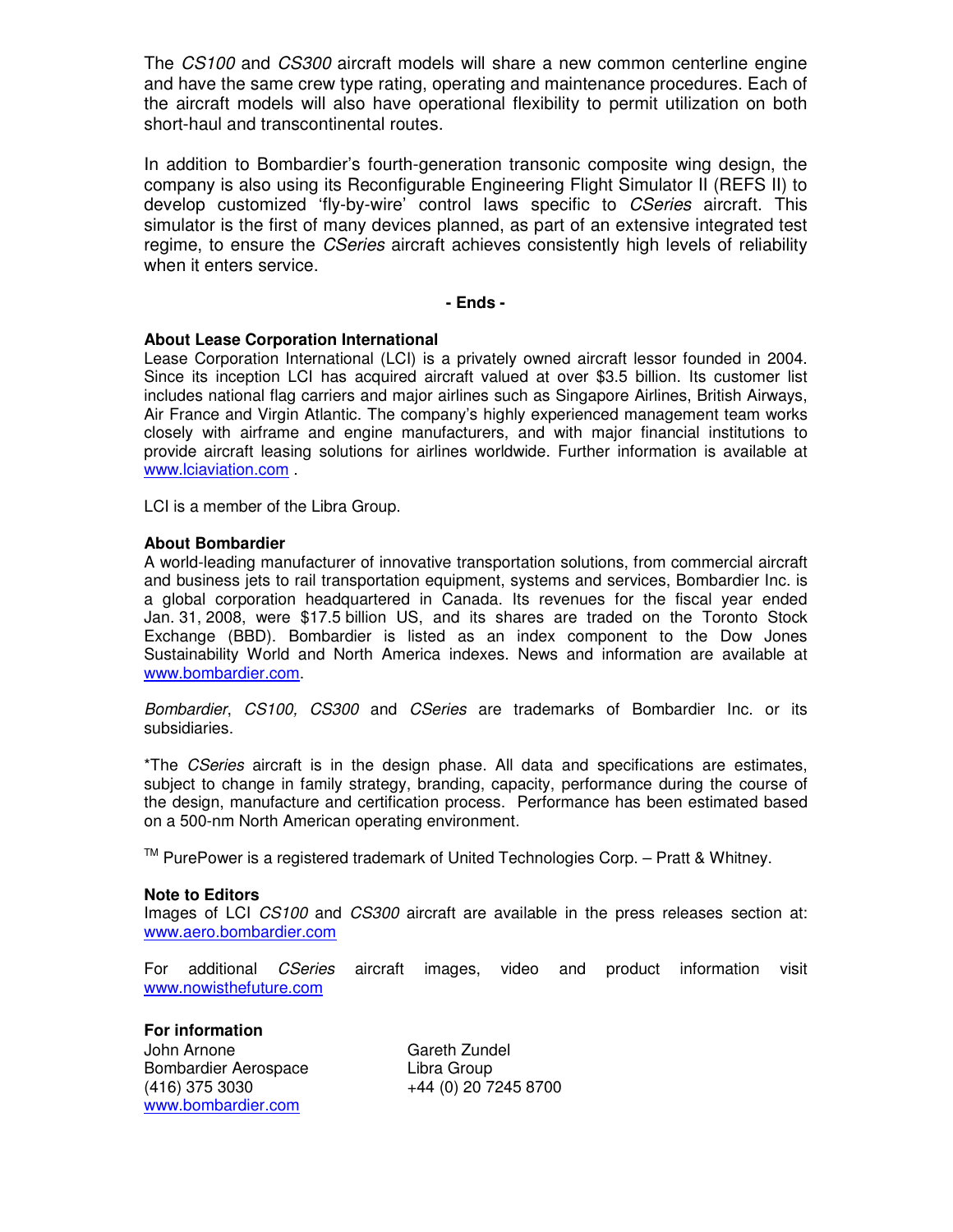The *CS100* and *CS300* aircraft models will share a new common centerline engine and have the same crew type rating, operating and maintenance procedures. Each of the aircraft models will also have operational flexibility to permit utilization on both short-haul and transcontinental routes.

In addition to Bombardier's fourth-generation transonic composite wing design, the company is also using its Reconfigurable Engineering Flight Simulator II (REFS II) to develop customized 'fly-by-wire' control laws specific to *CSeries* aircraft. This simulator is the first of many devices planned, as part of an extensive integrated test regime, to ensure the *CSeries* aircraft achieves consistently high levels of reliability when it enters service.

**- Ends -**

**About Lease Corporation International**
Lease Corporation International (LCI) is a privately owned aircraft lessor founded in 2004. Since its inception LCI has acquired aircraft valued at over $3.5 billion. Its customer list includes national flag carriers and major airlines such as Singapore Airlines, British Airways, Air France and Virgin Atlantic. The company's highly experienced management team works closely with airframe and engine manufacturers, and with major financial institutions to provide aircraft leasing solutions for airlines worldwide. Further information is available at www.lciaviation.com .

LCI is a member of the Libra Group.

**About Bombardier**
A world-leading manufacturer of innovative transportation solutions, from commercial aircraft and business jets to rail transportation equipment, systems and services, Bombardier Inc. is a global corporation headquartered in Canada. Its revenues for the fiscal year ended Jan. 31, 2008, were $17.5 billion US, and its shares are traded on the Toronto Stock Exchange (BBD). Bombardier is listed as an index component to the Dow Jones Sustainability World and North America indexes. News and information are available at www.bombardier.com.

*Bombardier*, *CS100, CS300* and *CSeries* are trademarks of Bombardier Inc. or its subsidiaries.

*The *CSeries* aircraft is in the design phase. All data and specifications are estimates, subject to change in family strategy, branding, capacity, performance during the course of the design, manufacture and certification process. Performance has been estimated based on a 500-nm North American operating environment.

TM PurePower is a registered trademark of United Technologies Corp. – Pratt & Whitney.

**Note to Editors**
Images of LCI *CS100* and *CS300* aircraft are available in the press releases section at: www.aero.bombardier.com

For additional *CSeries* aircraft images, video and product information visit www.nowisthefuture.com

**For information**

John Arnone
Bombardier Aerospace
(416) 375 3030
www.bombardier.com

Gareth Zundel
Libra Group
+44 (0) 20 7245 8700